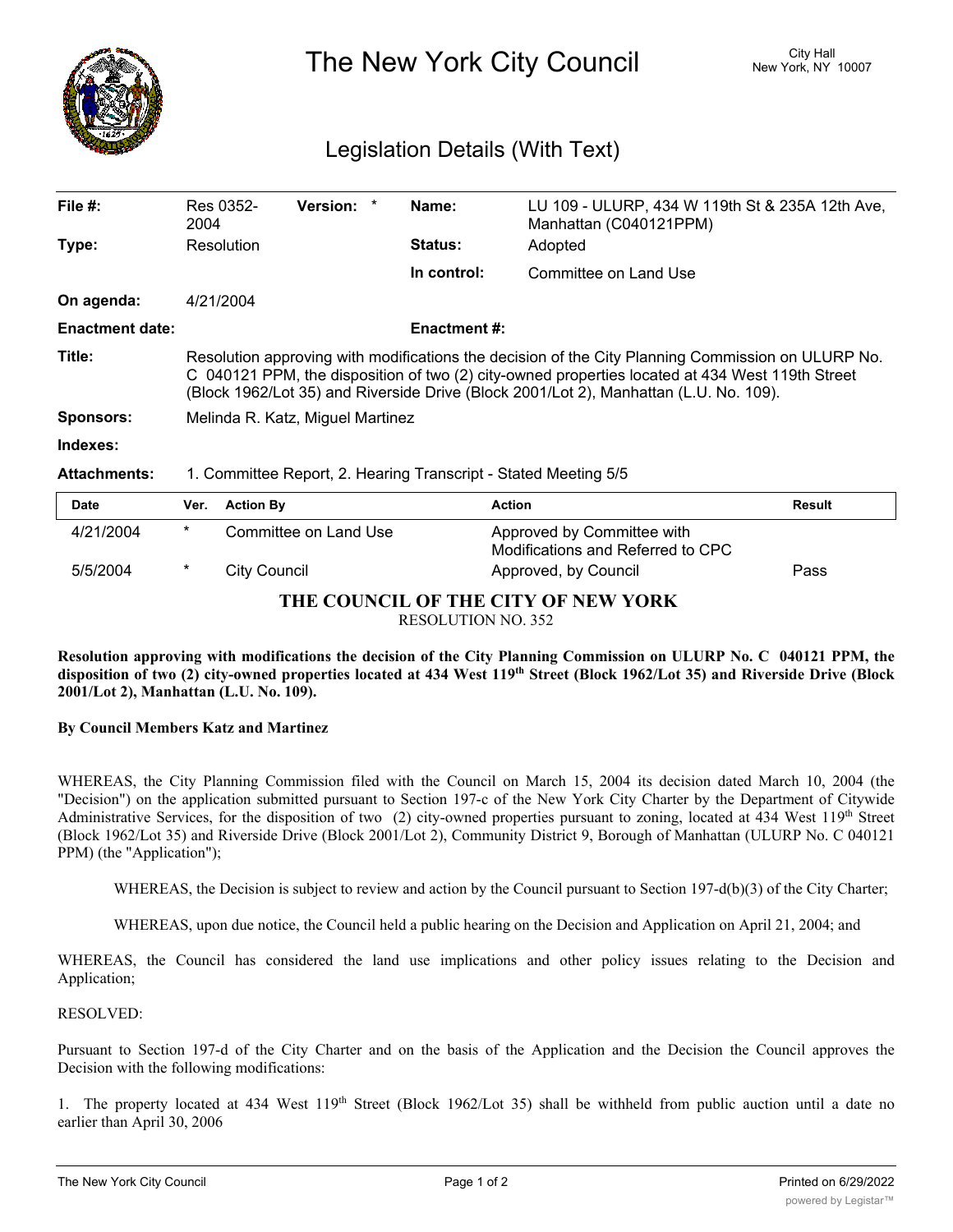# The New York City Council

City Hall
New York, NY 10007

## Legislation Details (With Text)

| | | | | | |
|---|---|---|---|---|---|
| **File #:** | Res 0352-2004 | **Version:** | * | **Name:** | LU 109 - ULURP, 434 W 119th St & 235A 12th Ave, Manhattan (C040121PPM) |
| **Type:** | Resolution | | | **Status:** | Adopted |
| | | | | **In control:** | Committee on Land Use |
| **On agenda:** | 4/21/2004 | | | | |
| **Enactment date:** | | | | **Enactment #:** | |

**Title:** Resolution approving with modifications the decision of the City Planning Commission on ULURP No. C 040121 PPM, the disposition of two (2) city-owned properties located at 434 West 119th Street (Block 1962/Lot 35) and Riverside Drive (Block 2001/Lot 2), Manhattan (L.U. No. 109).

**Sponsors:** Melinda R. Katz, Miguel Martinez

**Indexes:**

**Attachments:** 1. Committee Report, 2. Hearing Transcript - Stated Meeting 5/5

| Date | Ver. | Action By | Action | Result |
|---|---|---|---|---|
| 4/21/2004 | * | Committee on Land Use | Approved by Committee with Modifications and Referred to CPC | |
| 5/5/2004 | * | City Council | Approved, by Council | Pass |

**THE COUNCIL OF THE CITY OF NEW YORK**

RESOLUTION NO. 352

**Resolution approving with modifications the decision of the City Planning Commission on ULURP No. C 040121 PPM, the disposition of two (2) city-owned properties located at 434 West 119th Street (Block 1962/Lot 35) and Riverside Drive (Block 2001/Lot 2), Manhattan (L.U. No. 109).**

**By Council Members Katz and Martinez**

WHEREAS, the City Planning Commission filed with the Council on March 15, 2004 its decision dated March 10, 2004 (the "Decision") on the application submitted pursuant to Section 197-c of the New York City Charter by the Department of Citywide Administrative Services, for the disposition of two (2) city-owned properties pursuant to zoning, located at 434 West 119th Street (Block 1962/Lot 35) and Riverside Drive (Block 2001/Lot 2), Community District 9, Borough of Manhattan (ULURP No. C 040121 PPM) (the "Application");

WHEREAS, the Decision is subject to review and action by the Council pursuant to Section 197-d(b)(3) of the City Charter;

WHEREAS, upon due notice, the Council held a public hearing on the Decision and Application on April 21, 2004; and

WHEREAS, the Council has considered the land use implications and other policy issues relating to the Decision and Application;

RESOLVED:

Pursuant to Section 197-d of the City Charter and on the basis of the Application and the Decision the Council approves the Decision with the following modifications:

1. The property located at 434 West 119th Street (Block 1962/Lot 35) shall be withheld from public auction until a date no earlier than April 30, 2006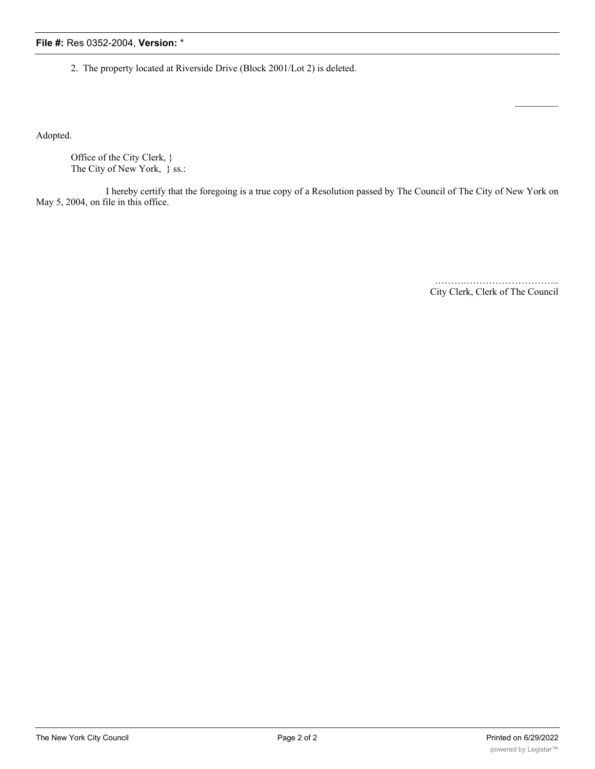2. The property located at Riverside Drive (Block 2001/Lot 2) is deleted.

Adopted.

Office of the City Clerk, }
The City of New York, } ss.:

I hereby certify that the foregoing is a true copy of a Resolution passed by The Council of The City of New York on May 5, 2004, on file in this office.

……….………………………..
City Clerk, Clerk of The Council